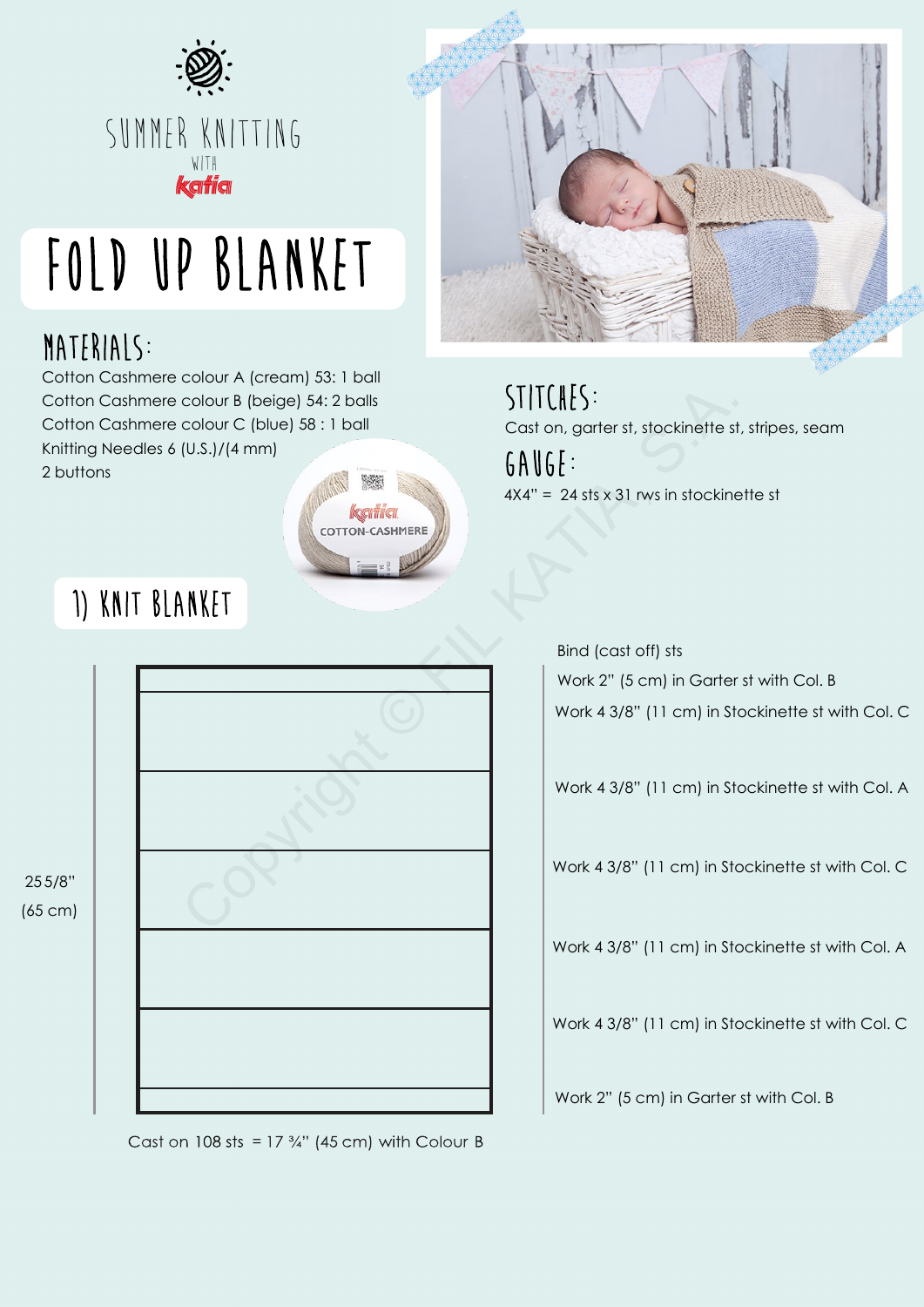SUMMER KNITTING WITH katia

# FOLD UP BLANKET

## MATERIALS:

Cotton Cashmere colour A (cream) 53: 1 ball
Cotton Cashmere colour B (beige) 54: 2 balls
Cotton Cashmere colour C (blue) 58 : 1 ball
Knitting Needles 6 (U.S.)/(4 mm)
2 buttons

## STITCHES:

Cast on, garter st, stockinette st, stripes, seam

## GAUGE:

4X4" = 24 sts x 31 rws in stockinette st

## 1) KNIT BLANKET

Bind (cast off) sts

Work 2" (5 cm) in Garter st with Col. B

Work 4 3/8" (11 cm) in Stockinette st with Col. C

Work 4 3/8" (11 cm) in Stockinette st with Col. A

Work 4 3/8" (11 cm) in Stockinette st with Col. C

Work 4 3/8" (11 cm) in Stockinette st with Col. A

Work 4 3/8" (11 cm) in Stockinette st with Col. C

Work 2" (5 cm) in Garter st with Col. B

25 5/8" (65 cm)

Cast on 108 sts = 17 ¾" (45 cm) with Colour B

Copyright © FIL KATIA S.A.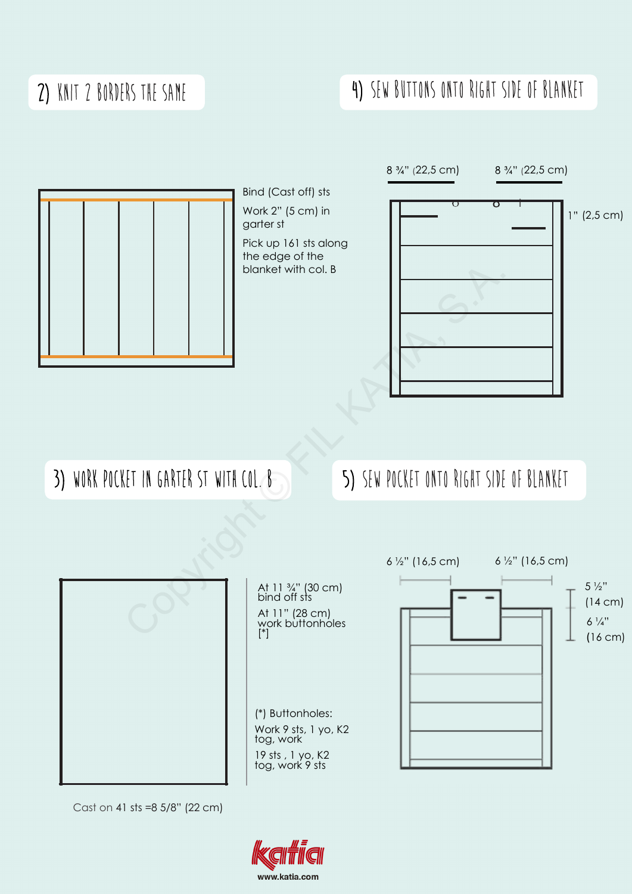## 2) KNIT 2 BORDERS THE SAME

Bind (Cast off) sts

Work 2" (5 cm) in garter st

Pick up 161 sts along the edge of the blanket with col. B

## 4) SEW BUTTONS ONTO RIGHT SIDE OF BLANKET

8 ¾" (22,5 cm)

8 ¾" (22,5 cm)

1" (2,5 cm)

## 3) WORK POCKET IN GARTER ST WITH COL. B

At 11 ¾" (30 cm) bind off sts

At 11" (28 cm) work buttonholes [*]

(*) Buttonholes:

Work 9 sts, 1 yo, K2 tog, work

19 sts , 1 yo, K2 tog, work 9 sts

Cast on 41 sts =8 5/8" (22 cm)

## 5) SEW POCKET ONTO RIGHT SIDE OF BLANKET

6 ½" (16,5 cm)

6 ½" (16,5 cm)

5 ½" (14 cm)

6 ¼" (16 cm)

www.katia.com